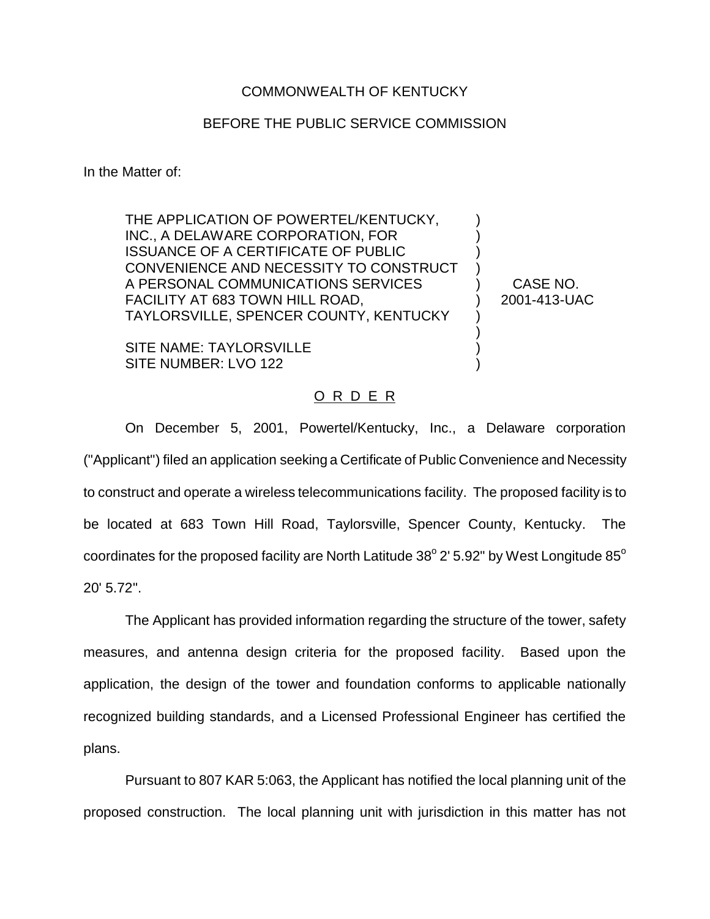COMMONWEALTH OF KENTUCKY

BEFORE THE PUBLIC SERVICE COMMISSION

In the Matter of:

| | | |
|---|---|---|
| THE APPLICATION OF POWERTEL/KENTUCKY, INC., A DELAWARE CORPORATION, FOR ISSUANCE OF A CERTIFICATE OF PUBLIC CONVENIENCE AND NECESSITY TO CONSTRUCT A PERSONAL COMMUNICATIONS SERVICES FACILITY AT 683 TOWN HILL ROAD, TAYLORSVILLE, SPENCER COUNTY, KENTUCKY<br><br>SITE NAME: TAYLORSVILLE<br>SITE NUMBER: LVO 122 | ) | CASE NO. 2001-413-UAC |

## O R D E R

On December 5, 2001, Powertel/Kentucky, Inc., a Delaware corporation ("Applicant") filed an application seeking a Certificate of Public Convenience and Necessity to construct and operate a wireless telecommunications facility. The proposed facility is to be located at 683 Town Hill Road, Taylorsville, Spencer County, Kentucky. The coordinates for the proposed facility are North Latitude 38$^{o}$ 2' 5.92" by West Longitude 85$^{o}$ 20' 5.72".

The Applicant has provided information regarding the structure of the tower, safety measures, and antenna design criteria for the proposed facility. Based upon the application, the design of the tower and foundation conforms to applicable nationally recognized building standards, and a Licensed Professional Engineer has certified the plans.

Pursuant to 807 KAR 5:063, the Applicant has notified the local planning unit of the proposed construction. The local planning unit with jurisdiction in this matter has not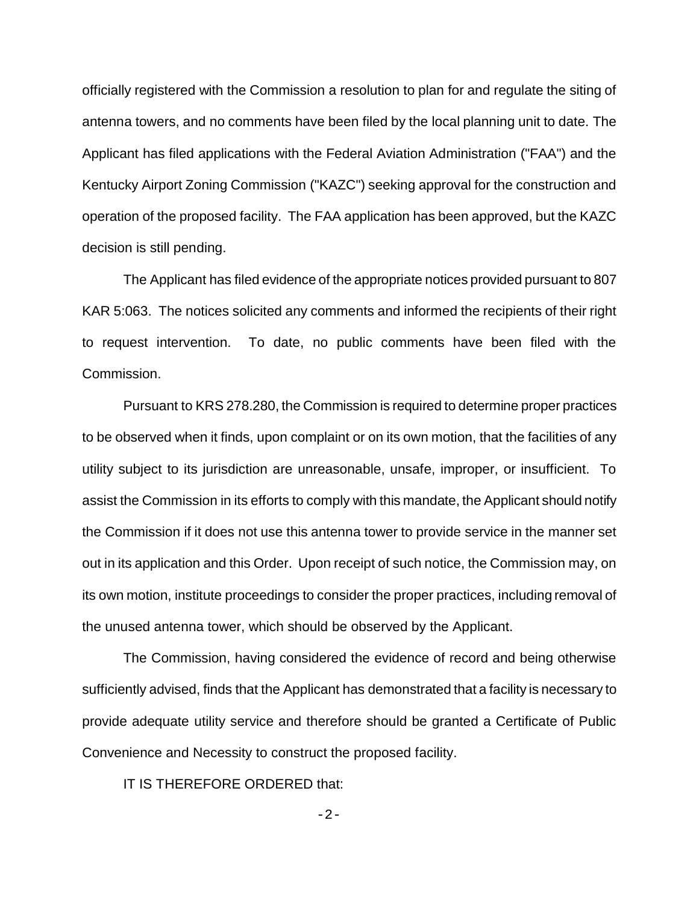officially registered with the Commission a resolution to plan for and regulate the siting of antenna towers, and no comments have been filed by the local planning unit to date. The Applicant has filed applications with the Federal Aviation Administration ("FAA") and the Kentucky Airport Zoning Commission ("KAZC") seeking approval for the construction and operation of the proposed facility. The FAA application has been approved, but the KAZC decision is still pending.

The Applicant has filed evidence of the appropriate notices provided pursuant to 807 KAR 5:063. The notices solicited any comments and informed the recipients of their right to request intervention. To date, no public comments have been filed with the Commission.

Pursuant to KRS 278.280, the Commission is required to determine proper practices to be observed when it finds, upon complaint or on its own motion, that the facilities of any utility subject to its jurisdiction are unreasonable, unsafe, improper, or insufficient. To assist the Commission in its efforts to comply with this mandate, the Applicant should notify the Commission if it does not use this antenna tower to provide service in the manner set out in its application and this Order. Upon receipt of such notice, the Commission may, on its own motion, institute proceedings to consider the proper practices, including removal of the unused antenna tower, which should be observed by the Applicant.

The Commission, having considered the evidence of record and being otherwise sufficiently advised, finds that the Applicant has demonstrated that a facility is necessary to provide adequate utility service and therefore should be granted a Certificate of Public Convenience and Necessity to construct the proposed facility.

IT IS THEREFORE ORDERED that: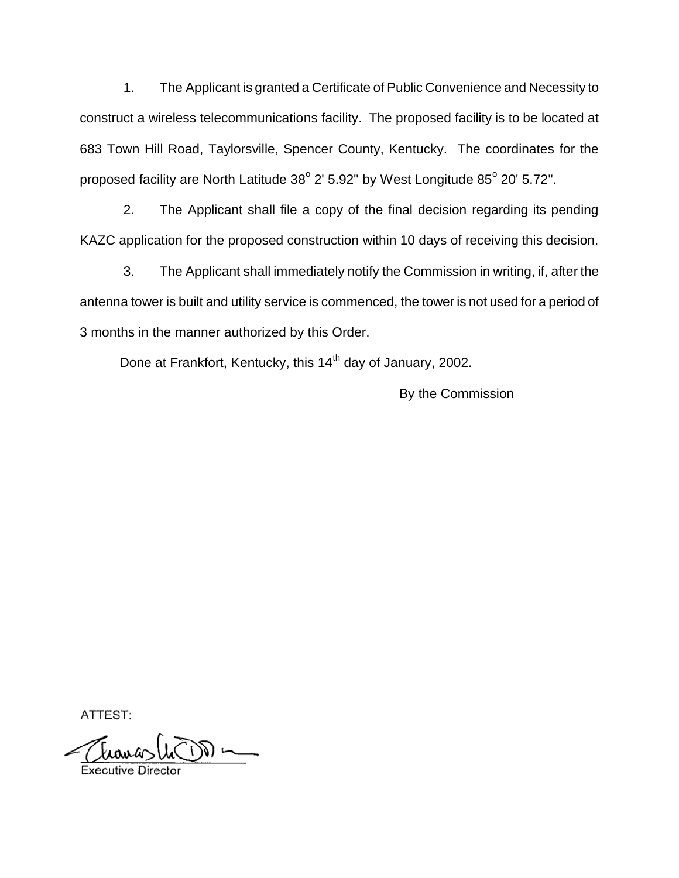1. The Applicant is granted a Certificate of Public Convenience and Necessity to construct a wireless telecommunications facility. The proposed facility is to be located at 683 Town Hill Road, Taylorsville, Spencer County, Kentucky. The coordinates for the proposed facility are North Latitude 38° 2' 5.92" by West Longitude 85° 20' 5.72".

2. The Applicant shall file a copy of the final decision regarding its pending KAZC application for the proposed construction within 10 days of receiving this decision.

3. The Applicant shall immediately notify the Commission in writing, if, after the antenna tower is built and utility service is commenced, the tower is not used for a period of 3 months in the manner authorized by this Order.

Done at Frankfort, Kentucky, this 14th day of January, 2002.

By the Commission

ATTEST:

Executive Director